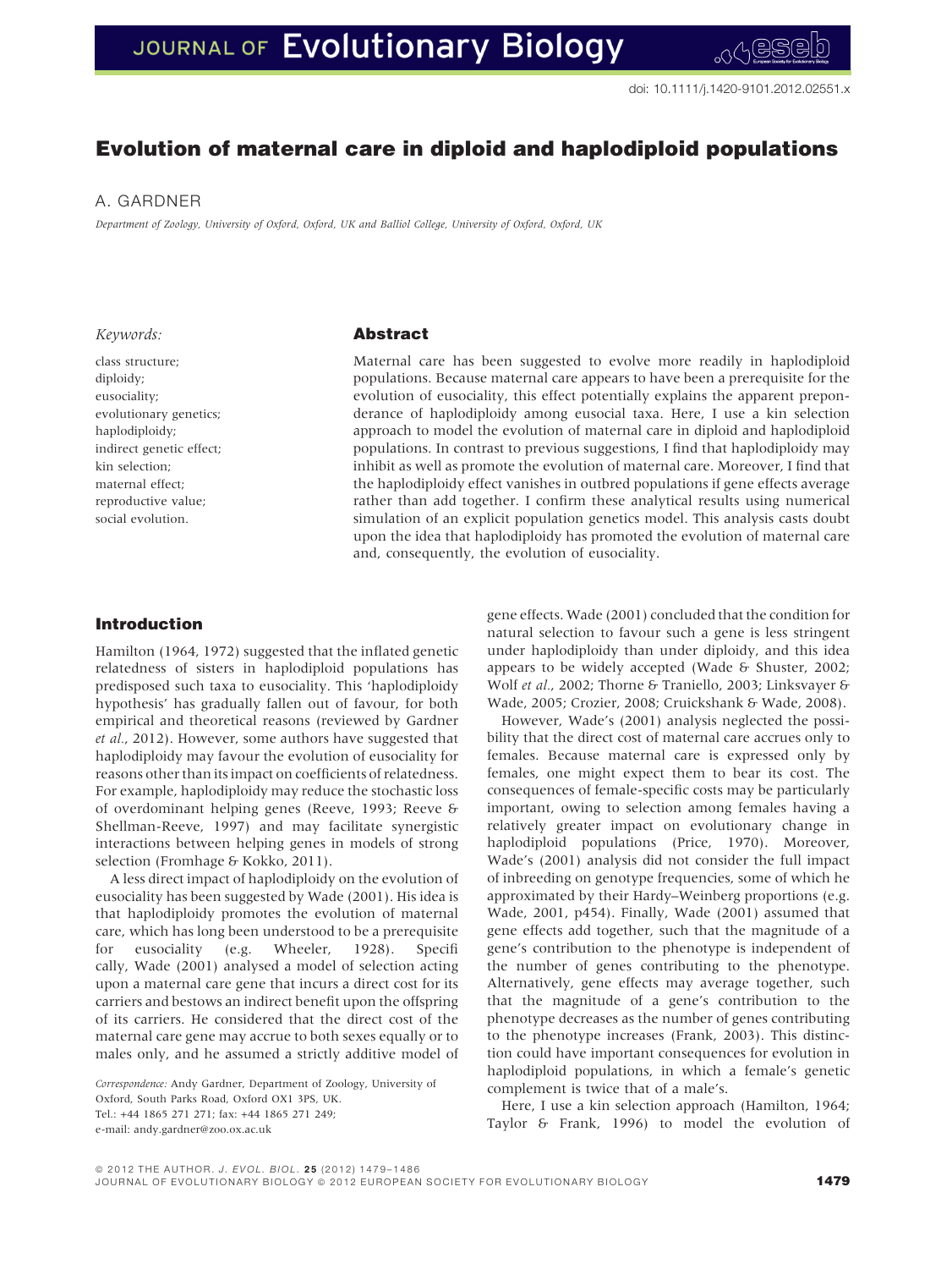doi: 10.1111/j.1420-9101.2012.02551.x

# Evolution of maternal care in diploid and haplodiploid populations

A. GARDNER

*Department of Zoology, University of Oxford, Oxford, UK and Balliol College, University of Oxford, Oxford, UK*

*Keywords:*

class structure;
diploidy;
eusociality;
evolutionary genetics;
haplodiploidy;
indirect genetic effect;
kin selection;
maternal effect;
reproductive value;
social evolution.

## Abstract

Maternal care has been suggested to evolve more readily in haplodiploid populations. Because maternal care appears to have been a prerequisite for the evolution of eusociality, this effect potentially explains the apparent preponderance of haplodiploidy among eusocial taxa. Here, I use a kin selection approach to model the evolution of maternal care in diploid and haplodiploid populations. In contrast to previous suggestions, I find that haplodiploidy may inhibit as well as promote the evolution of maternal care. Moreover, I find that the haplodiploidy effect vanishes in outbred populations if gene effects average rather than add together. I confirm these analytical results using numerical simulation of an explicit population genetics model. This analysis casts doubt upon the idea that haplodiploidy has promoted the evolution of maternal care and, consequently, the evolution of eusociality.

## Introduction

Hamilton (1964, 1972) suggested that the inflated genetic relatedness of sisters in haplodiploid populations has predisposed such taxa to eusociality. This 'haplodiploidy hypothesis' has gradually fallen out of favour, for both empirical and theoretical reasons (reviewed by Gardner *et al.*, 2012). However, some authors have suggested that haplodiploidy may favour the evolution of eusociality for reasons other than its impact on coefficients of relatedness. For example, haplodiploidy may reduce the stochastic loss of overdominant helping genes (Reeve, 1993; Reeve & Shellman-Reeve, 1997) and may facilitate synergistic interactions between helping genes in models of strong selection (Fromhage & Kokko, 2011).

A less direct impact of haplodiploidy on the evolution of eusociality has been suggested by Wade (2001). His idea is that haplodiploidy promotes the evolution of maternal care, which has long been understood to be a prerequisite for eusociality (e.g. Wheeler, 1928). Specifically, Wade (2001) analysed a model of selection acting upon a maternal care gene that incurs a direct cost for its carriers and bestows an indirect benefit upon the offspring of its carriers. He considered that the direct cost of the maternal care gene may accrue to both sexes equally or to males only, and he assumed a strictly additive model of gene effects. Wade (2001) concluded that the condition for natural selection to favour such a gene is less stringent under haplodiploidy than under diploidy, and this idea appears to be widely accepted (Wade & Shuster, 2002; Wolf *et al.*, 2002; Thorne & Traniello, 2003; Linksvayer & Wade, 2005; Crozier, 2008; Cruickshank & Wade, 2008).

However, Wade's (2001) analysis neglected the possibility that the direct cost of maternal care accrues only to females. Because maternal care is expressed only by females, one might expect them to bear its cost. The consequences of female-specific costs may be particularly important, owing to selection among females having a relatively greater impact on evolutionary change in haplodiploid populations (Price, 1970). Moreover, Wade's (2001) analysis did not consider the full impact of inbreeding on genotype frequencies, some of which he approximated by their Hardy–Weinberg proportions (e.g. Wade, 2001, p454). Finally, Wade (2001) assumed that gene effects add together, such that the magnitude of a gene's contribution to the phenotype is independent of the number of genes contributing to the phenotype. Alternatively, gene effects may average together, such that the magnitude of a gene's contribution to the phenotype decreases as the number of genes contributing to the phenotype increases (Frank, 2003). This distinction could have important consequences for evolution in haplodiploid populations, in which a female's genetic complement is twice that of a male's.

Here, I use a kin selection approach (Hamilton, 1964; Taylor & Frank, 1996) to model the evolution of

*Correspondence:* Andy Gardner, Department of Zoology, University of Oxford, South Parks Road, Oxford OX1 3PS, UK.
Tel.: +44 1865 271 271; fax: +44 1865 271 249;
e-mail: andy.gardner@zoo.ox.ac.uk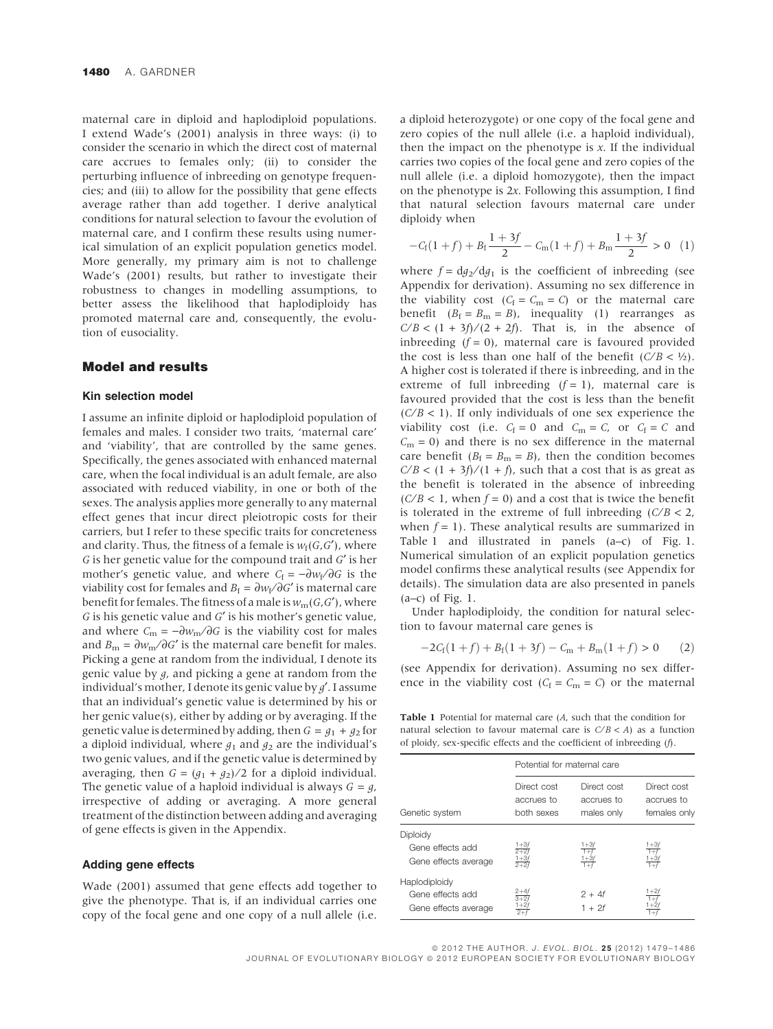maternal care in diploid and haplodiploid populations. I extend Wade's (2001) analysis in three ways: (i) to consider the scenario in which the direct cost of maternal care accrues to females only; (ii) to consider the perturbing influence of inbreeding on genotype frequencies; and (iii) to allow for the possibility that gene effects average rather than add together. I derive analytical conditions for natural selection to favour the evolution of maternal care, and I confirm these results using numerical simulation of an explicit population genetics model. More generally, my primary aim is not to challenge Wade's (2001) results, but rather to investigate their robustness to changes in modelling assumptions, to better assess the likelihood that haplodiploidy has promoted maternal care and, consequently, the evolution of eusociality.

## Model and results

### Kin selection model

I assume an infinite diploid or haplodiploid population of females and males. I consider two traits, 'maternal care' and 'viability', that are controlled by the same genes. Specifically, the genes associated with enhanced maternal care, when the focal individual is an adult female, are also associated with reduced viability, in one or both of the sexes. The analysis applies more generally to any maternal effect genes that incur direct pleiotropic costs for their carriers, but I refer to these specific traits for concreteness and clarity. Thus, the fitness of a female is $w_f(G,G')$, where $G$ is her genetic value for the compound trait and $G'$ is her mother's genetic value, and where $C_f = -\partial w_f/\partial G$ is the viability cost for females and $B_f = \partial w_f/\partial G'$ is maternal care benefit for females. The fitness of a male is $w_m(G,G')$, where $G$ is his genetic value and $G'$ is his mother's genetic value, and where $C_m = -\partial w_m/\partial G$ is the viability cost for males and $B_m = \partial w_m/\partial G'$ is the maternal care benefit for males. Picking a gene at random from the individual, I denote its genic value by $g$, and picking a gene at random from the individual's mother, I denote its genic value by $g'$. I assume that an individual's genetic value is determined by his or her genic value(s), either by adding or by averaging. If the genetic value is determined by adding, then $G = g_1 + g_2$ for a diploid individual, where $g_1$ and $g_2$ are the individual's two genic values, and if the genetic value is determined by averaging, then $G = (g_1 + g_2)/2$ for a diploid individual. The genetic value of a haploid individual is always $G = g$, irrespective of adding or averaging. A more general treatment of the distinction between adding and averaging of gene effects is given in the Appendix.

### Adding gene effects

Wade (2001) assumed that gene effects add together to give the phenotype. That is, if an individual carries one copy of the focal gene and one copy of a null allele (i.e. a diploid heterozygote) or one copy of the focal gene and zero copies of the null allele (i.e. a haploid individual), then the impact on the phenotype is $x$. If the individual carries two copies of the focal gene and zero copies of the null allele (i.e. a diploid homozygote), then the impact on the phenotype is $2x$. Following this assumption, I find that natural selection favours maternal care under diploidy when

$$-C_f(1+f) + B_f\frac{1+3f}{2} - C_m(1+f) + B_m\frac{1+3f}{2} > 0 \quad (1)$$

where $f = dg_2/dg_1$ is the coefficient of inbreeding (see Appendix for derivation). Assuming no sex difference in the viability cost ($C_f = C_m = C$) or the maternal care benefit ($B_f = B_m = B$), inequality (1) rearranges as $C/B < (1 + 3f)/(2 + 2f)$. That is, in the absence of inbreeding ($f = 0$), maternal care is favoured provided the cost is less than one half of the benefit ($C/B < ½$). A higher cost is tolerated if there is inbreeding, and in the extreme of full inbreeding ($f = 1$), maternal care is favoured provided that the cost is less than the benefit ($C/B < 1$). If only individuals of one sex experience the viability cost (i.e. $C_f = 0$ and $C_m = C$, or $C_f = C$ and $C_m = 0$) and there is no sex difference in the maternal care benefit ($B_f = B_m = B$), then the condition becomes $C/B < (1 + 3f)/(1 + f)$, such that a cost that is as great as the benefit is tolerated in the absence of inbreeding ($C/B < 1$, when $f = 0$) and a cost that is twice the benefit is tolerated in the extreme of full inbreeding ($C/B < 2$, when $f = 1$). These analytical results are summarized in Table 1 and illustrated in panels (a–c) of Fig. 1. Numerical simulation of an explicit population genetics model confirms these analytical results (see Appendix for details). The simulation data are also presented in panels (a–c) of Fig. 1.

Under haplodiploidy, the condition for natural selection to favour maternal care genes is

$$-2C_f(1+f) + B_f(1+3f) - C_m + B_m(1+f) > 0 \quad (2)$$

(see Appendix for derivation). Assuming no sex difference in the viability cost ($C_f = C_m = C$) or the maternal

**Table 1** Potential for maternal care ($A$, such that the condition for natural selection to favour maternal care is $C/B < A$) as a function of ploidy, sex-specific effects and the coefficient of inbreeding ($f$).

| Genetic system | Potential for maternal care | | |
|---|---|---|---|
| | Direct cost accrues to both sexes | Direct cost accrues to males only | Direct cost accrues to females only |
| Diploidy | | | |
| Gene effects add | $\frac{1+3f}{2+2f}$ | $\frac{1+3f}{1+f}$ | $\frac{1+3f}{1+f}$ |
| Gene effects average | $\frac{1+3f}{2+2f}$ | $\frac{1+3f}{1+f}$ | $\frac{1+3f}{1+f}$ |
| Haplodiploidy | | | |
| Gene effects add | $\frac{2+4f}{3+2f}$ | $2 + 4f$ | $\frac{1+2f}{1+f}$ |
| Gene effects average | $\frac{1+2f}{2+f}$ | $1 + 2f$ | $\frac{1+2f}{1+f}$ |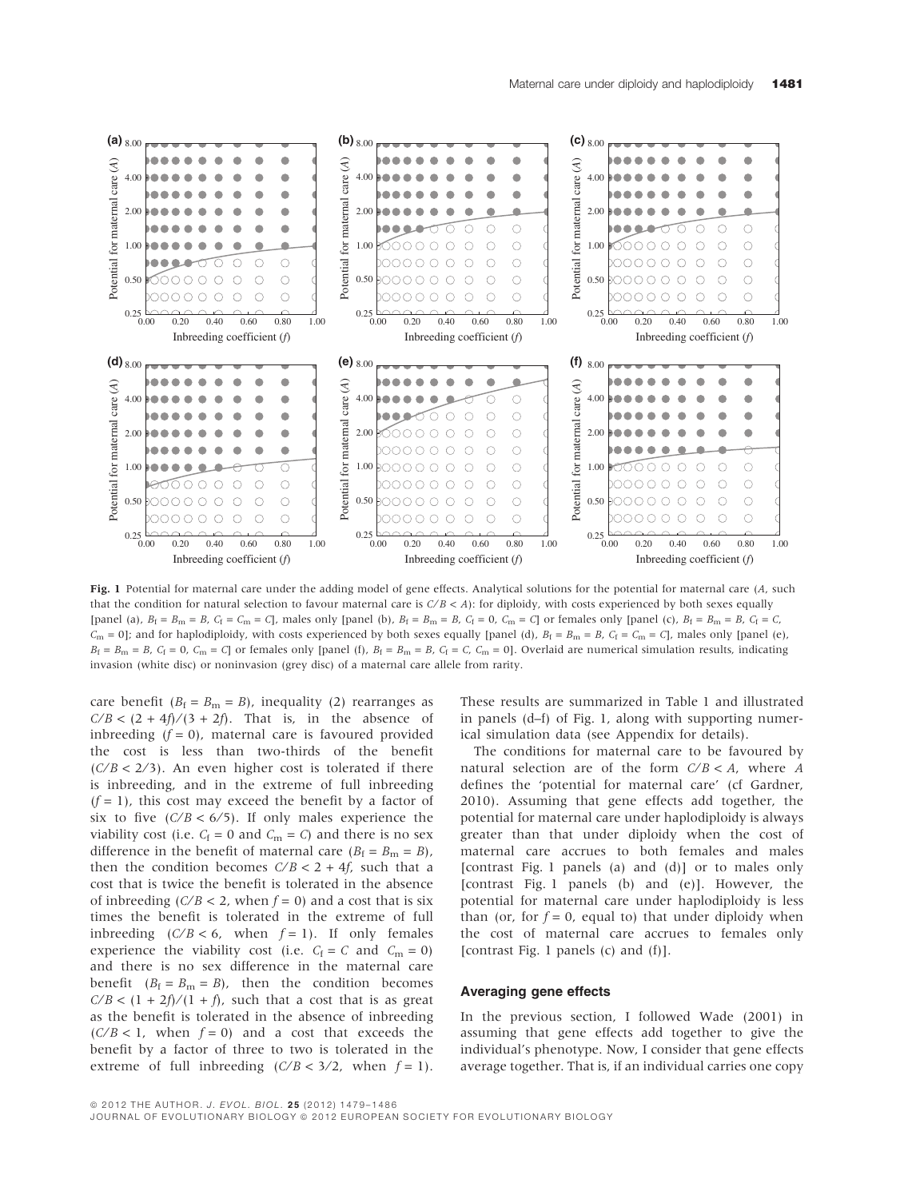**Fig. 1** Potential for maternal care under the adding model of gene effects. Analytical solutions for the potential for maternal care ($A$, such that the condition for natural selection to favour maternal care is $C/B < A$): for diploidy, with costs experienced by both sexes equally [panel (a), $B_f = B_m = B$, $C_f = C_m = C$], males only [panel (b), $B_f = B_m = B$, $C_f = 0$, $C_m = C$] or females only [panel (c), $B_f = B_m = B$, $C_f = C$, $C_m = 0$]; and for haplodiploidy, with costs experienced by both sexes equally [panel (d), $B_f = B_m = B$, $C_f = C_m = C$], males only [panel (e), $B_f = B_m = B$, $C_f = 0$, $C_m = C$] or females only [panel (f), $B_f = B_m = B$, $C_f = C$, $C_m = 0$]. Overlaid are numerical simulation results, indicating invasion (white disc) or noninvasion (grey disc) of a maternal care allele from rarity.

care benefit ($B_f = B_m = B$), inequality (2) rearranges as $C/B < (2 + 4f)/(3 + 2f)$. That is, in the absence of inbreeding ($f = 0$), maternal care is favoured provided the cost is less than two-thirds of the benefit ($C/B < 2/3$). An even higher cost is tolerated if there is inbreeding, and in the extreme of full inbreeding ($f = 1$), this cost may exceed the benefit by a factor of six to five ($C/B < 6/5$). If only males experience the viability cost (i.e. $C_f = 0$ and $C_m = C$) and there is no sex difference in the benefit of maternal care ($B_f = B_m = B$), then the condition becomes $C/B < 2 + 4f$, such that a cost that is twice the benefit is tolerated in the absence of inbreeding ($C/B < 2$, when $f = 0$) and a cost that is six times the benefit is tolerated in the extreme of full inbreeding ($C/B < 6$, when $f = 1$). If only females experience the viability cost (i.e. $C_f = C$ and $C_m = 0$) and there is no sex difference in the maternal care benefit ($B_f = B_m = B$), then the condition becomes $C/B < (1 + 2f)/(1 + f)$, such that a cost that is as great as the benefit is tolerated in the absence of inbreeding ($C/B < 1$, when $f = 0$) and a cost that exceeds the benefit by a factor of three to two is tolerated in the extreme of full inbreeding ($C/B < 3/2$, when $f = 1$). These results are summarized in Table 1 and illustrated in panels (d–f) of Fig. 1, along with supporting numerical simulation data (see Appendix for details).

The conditions for maternal care to be favoured by natural selection are of the form $C/B < A$, where $A$ defines the 'potential for maternal care' (cf Gardner, 2010). Assuming that gene effects add together, the potential for maternal care under haplodiploidy is always greater than that under diploidy when the cost of maternal care accrues to both females and males [contrast Fig. 1 panels (a) and (d)] or to males only [contrast Fig. 1 panels (b) and (e)]. However, the potential for maternal care under haplodiploidy is less than (or, for $f = 0$, equal to) that under diploidy when the cost of maternal care accrues to females only [contrast Fig. 1 panels (c) and (f)].

### Averaging gene effects

In the previous section, I followed Wade (2001) in assuming that gene effects add together to give the individual's phenotype. Now, I consider that gene effects average together. That is, if an individual carries one copy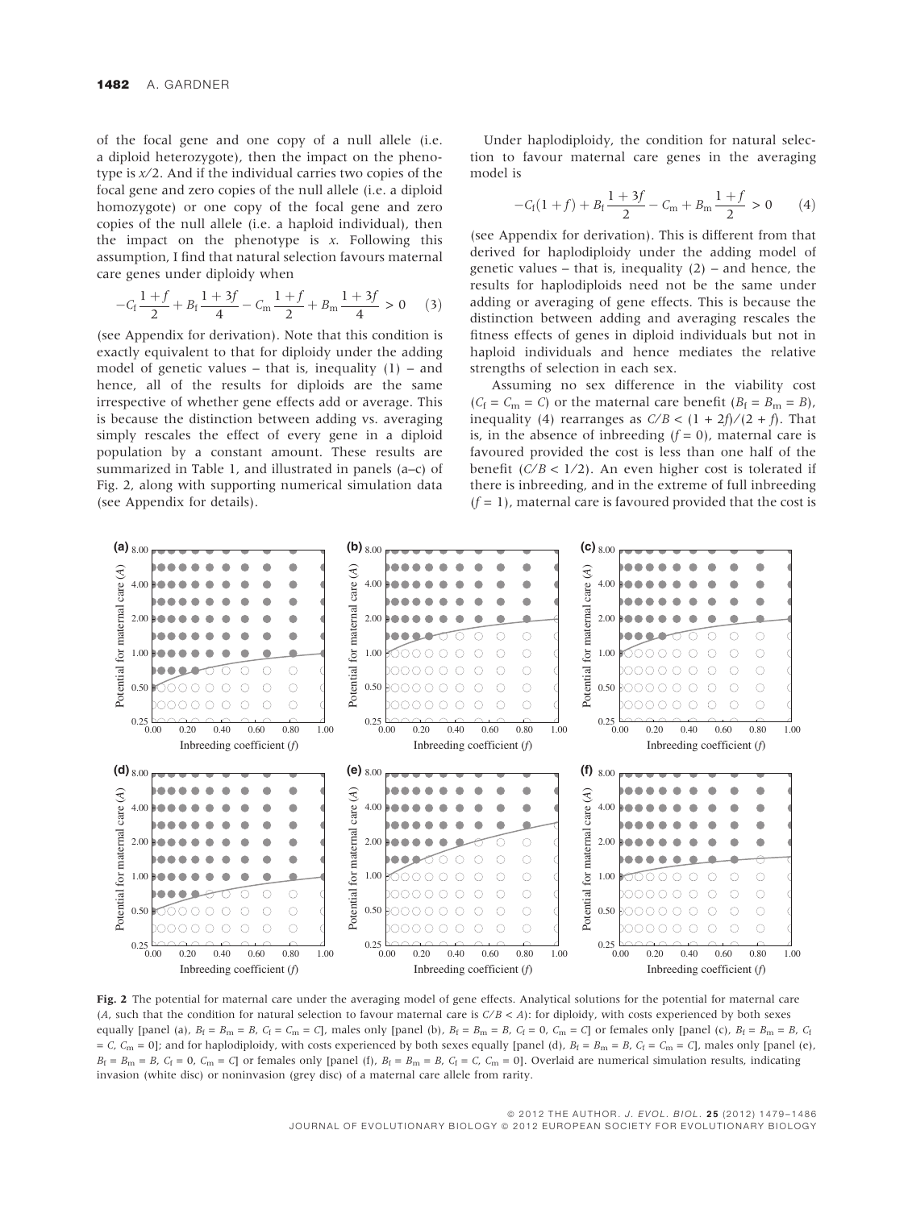of the focal gene and one copy of a null allele (i.e. a diploid heterozygote), then the impact on the phenotype is $x/2$. And if the individual carries two copies of the focal gene and zero copies of the null allele (i.e. a diploid homozygote) or one copy of the focal gene and zero copies of the null allele (i.e. a haploid individual), then the impact on the phenotype is $x$. Following this assumption, I find that natural selection favours maternal care genes under diploidy when

$$-C_{\mathrm{f}}\frac{1+f}{2}+B_{\mathrm{f}}\frac{1+3f}{4}-C_{\mathrm{m}}\frac{1+f}{2}+B_{\mathrm{m}}\frac{1+3f}{4}>0 \quad (3)$$

(see Appendix for derivation). Note that this condition is exactly equivalent to that for diploidy under the adding model of genetic values – that is, inequality (1) – and hence, all of the results for diploids are the same irrespective of whether gene effects add or average. This is because the distinction between adding vs. averaging simply rescales the effect of every gene in a diploid population by a constant amount. These results are summarized in Table 1, and illustrated in panels (a–c) of Fig. 2, along with supporting numerical simulation data (see Appendix for details).

Under haplodiploidy, the condition for natural selection to favour maternal care genes in the averaging model is

$$-C_{\mathrm{f}}(1+f)+B_{\mathrm{f}}\frac{1+3f}{2}-C_{\mathrm{m}}+B_{\mathrm{m}}\frac{1+f}{2}>0 \quad (4)$$

(see Appendix for derivation). This is different from that derived for haplodiploidy under the adding model of genetic values – that is, inequality (2) – and hence, the results for haplodiploids need not be the same under adding or averaging of gene effects. This is because the distinction between adding and averaging rescales the fitness effects of genes in diploid individuals but not in haploid individuals and hence mediates the relative strengths of selection in each sex.

Assuming no sex difference in the viability cost ($C_{\mathrm{f}} = C_{\mathrm{m}} = C$) or the maternal care benefit ($B_{\mathrm{f}} = B_{\mathrm{m}} = B$), inequality (4) rearranges as $C/B < (1 + 2f)/(2 + f)$. That is, in the absence of inbreeding ($f = 0$), maternal care is favoured provided the cost is less than one half of the benefit ($C/B < 1/2$). An even higher cost is tolerated if there is inbreeding, and in the extreme of full inbreeding ($f = 1$), maternal care is favoured provided that the cost is

**Fig. 2** The potential for maternal care under the averaging model of gene effects. Analytical solutions for the potential for maternal care ($A$, such that the condition for natural selection to favour maternal care is $C/B < A$): for diploidy, with costs experienced by both sexes equally [panel (a), $B_{\mathrm{f}} = B_{\mathrm{m}} = B$, $C_{\mathrm{f}} = C_{\mathrm{m}} = C$], males only [panel (b), $B_{\mathrm{f}} = B_{\mathrm{m}} = B$, $C_{\mathrm{f}} = 0$, $C_{\mathrm{m}} = C$] or females only [panel (c), $B_{\mathrm{f}} = B_{\mathrm{m}} = B$, $C_{\mathrm{f}} = C$, $C_{\mathrm{m}} = 0$]; and for haplodiploidy, with costs experienced by both sexes equally [panel (d), $B_{\mathrm{f}} = B_{\mathrm{m}} = B$, $C_{\mathrm{f}} = C_{\mathrm{m}} = C$], males only [panel (e), $B_{\mathrm{f}} = B_{\mathrm{m}} = B$, $C_{\mathrm{f}} = 0$, $C_{\mathrm{m}} = C$] or females only [panel (f), $B_{\mathrm{f}} = B_{\mathrm{m}} = B$, $C_{\mathrm{f}} = C$, $C_{\mathrm{m}} = 0$]. Overlaid are numerical simulation results, indicating invasion (white disc) or noninvasion (grey disc) of a maternal care allele from rarity.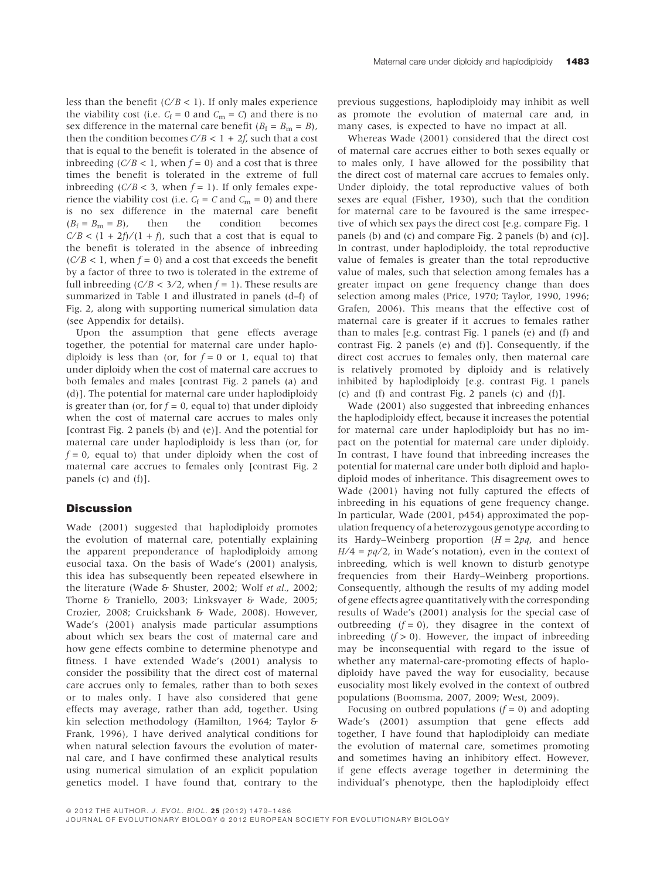less than the benefit ($C/B < 1$). If only males experience the viability cost (i.e. $C_f = 0$ and $C_m = C$) and there is no sex difference in the maternal care benefit ($B_f = B_m = B$), then the condition becomes $C/B < 1 + 2f$, such that a cost that is equal to the benefit is tolerated in the absence of inbreeding ($C/B < 1$, when $f = 0$) and a cost that is three times the benefit is tolerated in the extreme of full inbreeding ($C/B < 3$, when $f = 1$). If only females experience the viability cost (i.e. $C_f = C$ and $C_m = 0$) and there is no sex difference in the maternal care benefit ($B_f = B_m = B$), then the condition becomes $C/B < (1 + 2f)/(1 + f)$, such that a cost that is equal to the benefit is tolerated in the absence of inbreeding ($C/B < 1$, when $f = 0$) and a cost that exceeds the benefit by a factor of three to two is tolerated in the extreme of full inbreeding ($C/B < 3/2$, when $f = 1$). These results are summarized in Table 1 and illustrated in panels (d–f) of Fig. 2, along with supporting numerical simulation data (see Appendix for details).

Upon the assumption that gene effects average together, the potential for maternal care under haplodiploidy is less than (or, for $f = 0$ or 1, equal to) that under diploidy when the cost of maternal care accrues to both females and males [contrast Fig. 2 panels (a) and (d)]. The potential for maternal care under haplodiploidy is greater than (or, for $f = 0$, equal to) that under diploidy when the cost of maternal care accrues to males only [contrast Fig. 2 panels (b) and (e)]. And the potential for maternal care under haplodiploidy is less than (or, for $f = 0$, equal to) that under diploidy when the cost of maternal care accrues to females only [contrast Fig. 2 panels (c) and (f)].

## Discussion

Wade (2001) suggested that haplodiploidy promotes the evolution of maternal care, potentially explaining the apparent preponderance of haplodiploidy among eusocial taxa. On the basis of Wade's (2001) analysis, this idea has subsequently been repeated elsewhere in the literature (Wade & Shuster, 2002; Wolf *et al.*, 2002; Thorne & Traniello, 2003; Linksvayer & Wade, 2005; Crozier, 2008; Cruickshank & Wade, 2008). However, Wade's (2001) analysis made particular assumptions about which sex bears the cost of maternal care and how gene effects combine to determine phenotype and fitness. I have extended Wade's (2001) analysis to consider the possibility that the direct cost of maternal care accrues only to females, rather than to both sexes or to males only. I have also considered that gene effects may average, rather than add, together. Using kin selection methodology (Hamilton, 1964; Taylor & Frank, 1996), I have derived analytical conditions for when natural selection favours the evolution of maternal care, and I have confirmed these analytical results using numerical simulation of an explicit population genetics model. I have found that, contrary to the previous suggestions, haplodiploidy may inhibit as well as promote the evolution of maternal care and, in many cases, is expected to have no impact at all.

Whereas Wade (2001) considered that the direct cost of maternal care accrues either to both sexes equally or to males only, I have allowed for the possibility that the direct cost of maternal care accrues to females only. Under diploidy, the total reproductive values of both sexes are equal (Fisher, 1930), such that the condition for maternal care to be favoured is the same irrespective of which sex pays the direct cost [e.g. compare Fig. 1 panels (b) and (c) and compare Fig. 2 panels (b) and (c)]. In contrast, under haplodiploidy, the total reproductive value of females is greater than the total reproductive value of males, such that selection among females has a greater impact on gene frequency change than does selection among males (Price, 1970; Taylor, 1990, 1996; Grafen, 2006). This means that the effective cost of maternal care is greater if it accrues to females rather than to males [e.g. contrast Fig. 1 panels (e) and (f) and contrast Fig. 2 panels (e) and (f)]. Consequently, if the direct cost accrues to females only, then maternal care is relatively promoted by diploidy and is relatively inhibited by haplodiploidy [e.g. contrast Fig. 1 panels (c) and (f) and contrast Fig. 2 panels (c) and (f)].

Wade (2001) also suggested that inbreeding enhances the haplodiploidy effect, because it increases the potential for maternal care under haplodiploidy but has no impact on the potential for maternal care under diploidy. In contrast, I have found that inbreeding increases the potential for maternal care under both diploid and haplodiploid modes of inheritance. This disagreement owes to Wade (2001) having not fully captured the effects of inbreeding in his equations of gene frequency change. In particular, Wade (2001, p454) approximated the population frequency of a heterozygous genotype according to its Hardy–Weinberg proportion ($H = 2pq$, and hence $H/4 = pq/2$, in Wade's notation), even in the context of inbreeding, which is well known to disturb genotype frequencies from their Hardy–Weinberg proportions. Consequently, although the results of my adding model of gene effects agree quantitatively with the corresponding results of Wade's (2001) analysis for the special case of outbreeding ($f = 0$), they disagree in the context of inbreeding ($f > 0$). However, the impact of inbreeding may be inconsequential with regard to the issue of whether any maternal-care-promoting effects of haplodiploidy have paved the way for eusociality, because eusociality most likely evolved in the context of outbred populations (Boomsma, 2007, 2009; West, 2009).

Focusing on outbred populations ($f = 0$) and adopting Wade's (2001) assumption that gene effects add together, I have found that haplodiploidy can mediate the evolution of maternal care, sometimes promoting and sometimes having an inhibitory effect. However, if gene effects average together in determining the individual's phenotype, then the haplodiploidy effect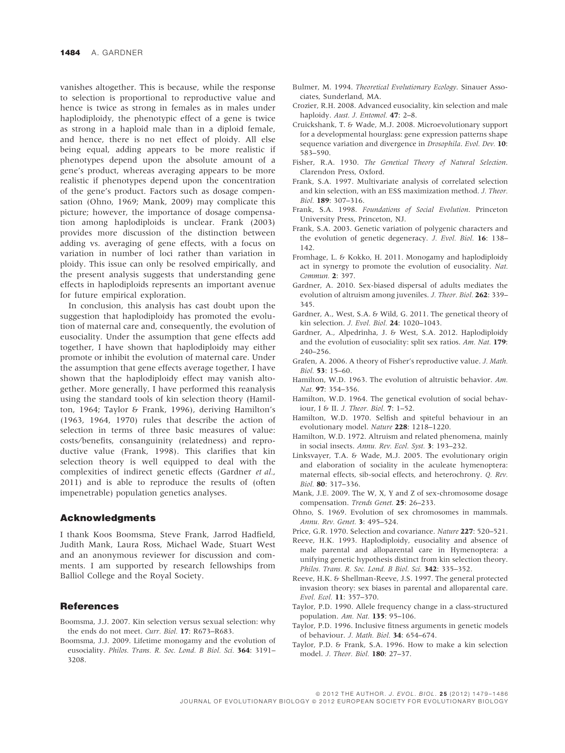vanishes altogether. This is because, while the response to selection is proportional to reproductive value and hence is twice as strong in females as in males under haplodiploidy, the phenotypic effect of a gene is twice as strong in a haploid male than in a diploid female, and hence, there is no net effect of ploidy. All else being equal, adding appears to be more realistic if phenotypes depend upon the absolute amount of a gene's product, whereas averaging appears to be more realistic if phenotypes depend upon the concentration of the gene's product. Factors such as dosage compensation (Ohno, 1969; Mank, 2009) may complicate this picture; however, the importance of dosage compensation among haplodiploids is unclear. Frank (2003) provides more discussion of the distinction between adding vs. averaging of gene effects, with a focus on variation in number of loci rather than variation in ploidy. This issue can only be resolved empirically, and the present analysis suggests that understanding gene effects in haplodiploids represents an important avenue for future empirical exploration.

In conclusion, this analysis has cast doubt upon the suggestion that haplodiploidy has promoted the evolution of maternal care and, consequently, the evolution of eusociality. Under the assumption that gene effects add together, I have shown that haplodiploidy may either promote or inhibit the evolution of maternal care. Under the assumption that gene effects average together, I have shown that the haplodiploidy effect may vanish altogether. More generally, I have performed this reanalysis using the standard tools of kin selection theory (Hamilton, 1964; Taylor & Frank, 1996), deriving Hamilton's (1963, 1964, 1970) rules that describe the action of selection in terms of three basic measures of value: costs/benefits, consanguinity (relatedness) and reproductive value (Frank, 1998). This clarifies that kin selection theory is well equipped to deal with the complexities of indirect genetic effects (Gardner *et al.*, 2011) and is able to reproduce the results of (often impenetrable) population genetics analyses.

## Acknowledgments

I thank Koos Boomsma, Steve Frank, Jarrod Hadfield, Judith Mank, Laura Ross, Michael Wade, Stuart West and an anonymous reviewer for discussion and comments. I am supported by research fellowships from Balliol College and the Royal Society.

## References

Boomsma, J.J. 2007. Kin selection versus sexual selection: why the ends do not meet. *Curr. Biol.* **17**: R673–R683.

Boomsma, J.J. 2009. Lifetime monogamy and the evolution of eusociality. *Philos. Trans. R. Soc. Lond. B Biol. Sci.* **364**: 3191–3208.

Bulmer, M. 1994. *Theoretical Evolutionary Ecology*. Sinauer Associates, Sunderland, MA.

Crozier, R.H. 2008. Advanced eusociality, kin selection and male haploidy. *Aust. J. Entomol.* **47**: 2–8.

Cruickshank, T. & Wade, M.J. 2008. Microevolutionary support for a developmental hourglass: gene expression patterns shape sequence variation and divergence in *Drosophila*. *Evol. Dev.* **10**: 583–590.

Fisher, R.A. 1930. *The Genetical Theory of Natural Selection*. Clarendon Press, Oxford.

Frank, S.A. 1997. Multivariate analysis of correlated selection and kin selection, with an ESS maximization method. *J. Theor. Biol.* **189**: 307–316.

Frank, S.A. 1998. *Foundations of Social Evolution*. Princeton University Press, Princeton, NJ.

Frank, S.A. 2003. Genetic variation of polygenic characters and the evolution of genetic degeneracy. *J. Evol. Biol.* **16**: 138–142.

Fromhage, L. & Kokko, H. 2011. Monogamy and haplodiploidy act in synergy to promote the evolution of eusociality. *Nat. Commun.* **2**: 397.

Gardner, A. 2010. Sex-biased dispersal of adults mediates the evolution of altruism among juveniles. *J. Theor. Biol.* **262**: 339–345.

Gardner, A., West, S.A. & Wild, G. 2011. The genetical theory of kin selection. *J. Evol. Biol.* **24**: 1020–1043.

Gardner, A., Alpedrinha, J. & West, S.A. 2012. Haplodiploidy and the evolution of eusociality: split sex ratios. *Am. Nat.* **179**: 240–256.

Grafen, A. 2006. A theory of Fisher's reproductive value. *J. Math. Biol.* **53**: 15–60.

Hamilton, W.D. 1963. The evolution of altruistic behavior. *Am. Nat.* **97**: 354–356.

Hamilton, W.D. 1964. The genetical evolution of social behaviour, I & II. *J. Theor. Biol.* **7**: 1–52.

Hamilton, W.D. 1970. Selfish and spiteful behaviour in an evolutionary model. *Nature* **228**: 1218–1220.

Hamilton, W.D. 1972. Altruism and related phenomena, mainly in social insects. *Annu. Rev. Ecol. Syst.* **3**: 193–232.

Linksvayer, T.A. & Wade, M.J. 2005. The evolutionary origin and elaboration of sociality in the aculeate hymenoptera: maternal effects, sib-social effects, and heterochrony. *Q. Rev. Biol.* **80**: 317–336.

Mank, J.E. 2009. The W, X, Y and Z of sex-chromosome dosage compensation. *Trends Genet.* **25**: 26–233.

Ohno, S. 1969. Evolution of sex chromosomes in mammals. *Annu. Rev. Genet.* **3**: 495–524.

Price, G.R. 1970. Selection and covariance. *Nature* **227**: 520–521.

Reeve, H.K. 1993. Haplodiploidy, eusociality and absence of male parental and alloparental care in Hymenoptera: a unifying genetic hypothesis distinct from kin selection theory. *Philos. Trans. R. Soc. Lond. B Biol. Sci.* **342**: 335–352.

Reeve, H.K. & Shellman-Reeve, J.S. 1997. The general protected invasion theory: sex biases in parental and alloparental care. *Evol. Ecol.* **11**: 357–370.

Taylor, P.D. 1990. Allele frequency change in a class-structured population. *Am. Nat.* **135**: 95–106.

Taylor, P.D. 1996. Inclusive fitness arguments in genetic models of behaviour. *J. Math. Biol.* **34**: 654–674.

Taylor, P.D. & Frank, S.A. 1996. How to make a kin selection model. *J. Theor. Biol.* **180**: 27–37.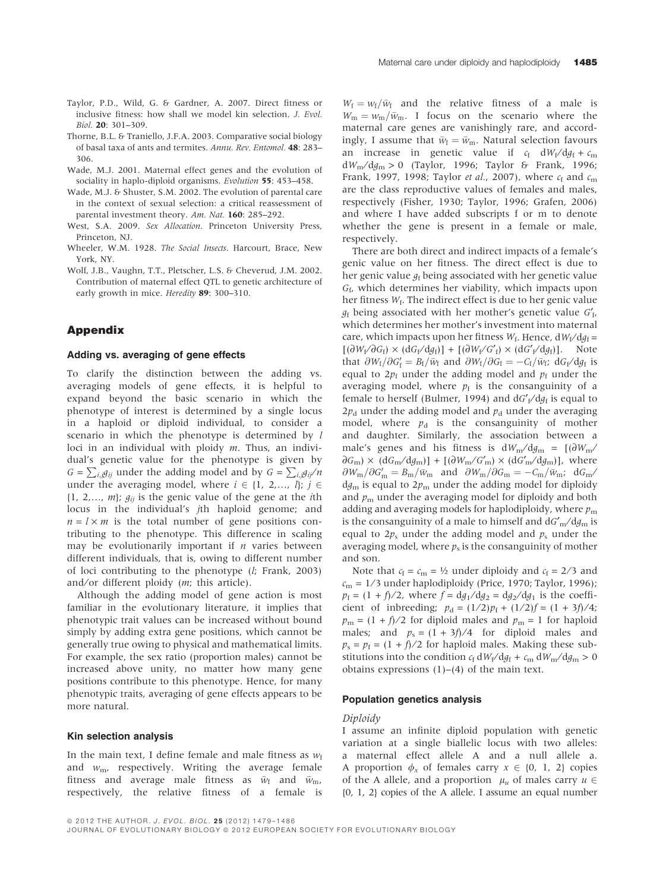Taylor, P.D., Wild, G. & Gardner, A. 2007. Direct fitness or inclusive fitness: how shall we model kin selection. *J. Evol. Biol.* **20**: 301–309.

Thorne, B.L. & Traniello, J.F.A. 2003. Comparative social biology of basal taxa of ants and termites. *Annu. Rev. Entomol.* **48**: 283–306.

Wade, M.J. 2001. Maternal effect genes and the evolution of sociality in haplo-diploid organisms. *Evolution* **55**: 453–458.

Wade, M.J. & Shuster, S.M. 2002. The evolution of parental care in the context of sexual selection: a critical reassessment of parental investment theory. *Am. Nat.* **160**: 285–292.

West, S.A. 2009. *Sex Allocation*. Princeton University Press, Princeton, NJ.

Wheeler, W.M. 1928. *The Social Insects*. Harcourt, Brace, New York, NY.

Wolf, J.B., Vaughn, T.T., Pletscher, L.S. & Cheverud, J.M. 2002. Contribution of maternal effect QTL to genetic architecture of early growth in mice. *Heredity* **89**: 300–310.

## Appendix

### Adding vs. averaging of gene effects

To clarify the distinction between the adding vs. averaging models of gene effects, it is helpful to expand beyond the basic scenario in which the phenotype of interest is determined by a single locus in a haploid or diploid individual, to consider a scenario in which the phenotype is determined by $l$ loci in an individual with ploidy $m$. Thus, an individual's genetic value for the phenotype is given by $G = \sum_{i,j} g_{ij}$ under the adding model and by $G = \sum_{i,j} g_{ij}/n$ under the averaging model, where $i \in \{1, 2,\ldots, l\}$; $j \in \{1, 2,\ldots, m\}$; $g_{ij}$ is the genic value of the gene at the $i$th locus in the individual's $j$th haploid genome; and $n = l \times m$ is the total number of gene positions contributing to the phenotype. This difference in scaling may be evolutionarily important if $n$ varies between different individuals, that is, owing to different number of loci contributing to the phenotype ($l$; Frank, 2003) and/or different ploidy ($m$; this article).

Although the adding model of gene action is most familiar in the evolutionary literature, it implies that phenotypic trait values can be increased without bound simply by adding extra gene positions, which cannot be generally true owing to physical and mathematical limits. For example, the sex ratio (proportion males) cannot be increased above unity, no matter how many gene positions contribute to this phenotype. Hence, for many phenotypic traits, averaging of gene effects appears to be more natural.

### Kin selection analysis

In the main text, I define female and male fitness as $w_f$ and $w_m$, respectively. Writing the average female fitness and average male fitness as $\bar{w}_f$ and $\bar{w}_m$, respectively, the relative fitness of a female is $W_f = w_f/\bar{w}_f$ and the relative fitness of a male is $W_m = w_m/\bar{w}_m$. I focus on the scenario where the maternal care genes are vanishingly rare, and accordingly, I assume that $\bar{w}_f = \bar{w}_m$. Natural selection favours an increase in genetic value if $c_f \; dW_f/dg_f + c_m \; dW_m/dg_m > 0$ (Taylor, 1996; Taylor & Frank, 1996; Frank, 1997, 1998; Taylor *et al.*, 2007), where $c_f$ and $c_m$ are the class reproductive values of females and males, respectively (Fisher, 1930; Taylor, 1996; Grafen, 2006) and where I have added subscripts f or m to denote whether the gene is present in a female or male, respectively.

There are both direct and indirect impacts of a female's genic value on her fitness. The direct effect is due to her genic value $g_f$ being associated with her genetic value $G_f$, which determines her viability, which impacts upon her fitness $W_f$. The indirect effect is due to her genic value $g_f$ being associated with her mother's genetic value $G'_f$, which determines her mother's investment into maternal care, which impacts upon her fitness $W_f$. Hence, $dW_f/dg_f = [(\partial W_f/\partial G_f) \times (dG_f/dg_f)] + [(\partial W_f/G'_f) \times (dG'_f/dg_f)]$. Note that $\partial W_f/\partial G'_f = B_f/\bar{w}_f$ and $\partial W_f/\partial G_f = -C_f/\bar{w}_f$; $dG_f/dg_f$ is equal to $2p_f$ under the adding model and $p_f$ under the averaging model, where $p_f$ is the consanguinity of a female to herself (Bulmer, 1994) and $dG'_f/dg_f$ is equal to $2p_d$ under the adding model and $p_d$ under the averaging model, where $p_d$ is the consanguinity of mother and daughter. Similarly, the association between a male's genes and his fitness is $dW_m/dg_m = [(\partial W_m/\partial G_m) \times (dG_m/dg_m)] + [(\partial W_m/G'_m) \times (dG'_m/dg_m)]$, where $\partial W_m/\partial G'_m = B_m/\bar{w}_m$ and $\partial W_m/\partial G_m = -C_m/\bar{w}_m$; $dG_m/dg_m$ is equal to $2p_m$ under the adding model for diploidy and $p_m$ under the averaging model for diploidy and both adding and averaging models for haplodiploidy, where $p_m$ is the consanguinity of a male to himself and $dG'_m/dg_m$ is equal to $2p_s$ under the adding model and $p_s$ under the averaging model, where $p_s$ is the consanguinity of mother and son.

Note that $c_f = c_m = ½$ under diploidy and $c_f = 2/3$ and $c_m = 1/3$ under haplodiploidy (Price, 1970; Taylor, 1996); $p_f = (1 + f)/2$, where $f = dg_1/dg_2 = dg_2/dg_1$ is the coefficient of inbreeding; $p_d = (1/2)p_f + (1/2)f = (1 + 3f)/4$; $p_m = (1 + f)/2$ for diploid males and $p_m = 1$ for haploid males; and $p_s = (1 + 3f)/4$ for diploid males and $p_s = p_f = (1 + f)/2$ for haploid males. Making these substitutions into the condition $c_f \; dW_f/dg_f + c_m \; dW_m/dg_m > 0$ obtains expressions (1)–(4) of the main text.

### Population genetics analysis

#### *Diploidy*

I assume an infinite diploid population with genetic variation at a single biallelic locus with two alleles: a maternal effect allele A and a null allele a. A proportion $\phi_x$ of females carry $x \in \{0, 1, 2\}$ copies of the A allele, and a proportion $\mu_u$ of males carry $u \in \{0, 1, 2\}$ copies of the A allele. I assume an equal number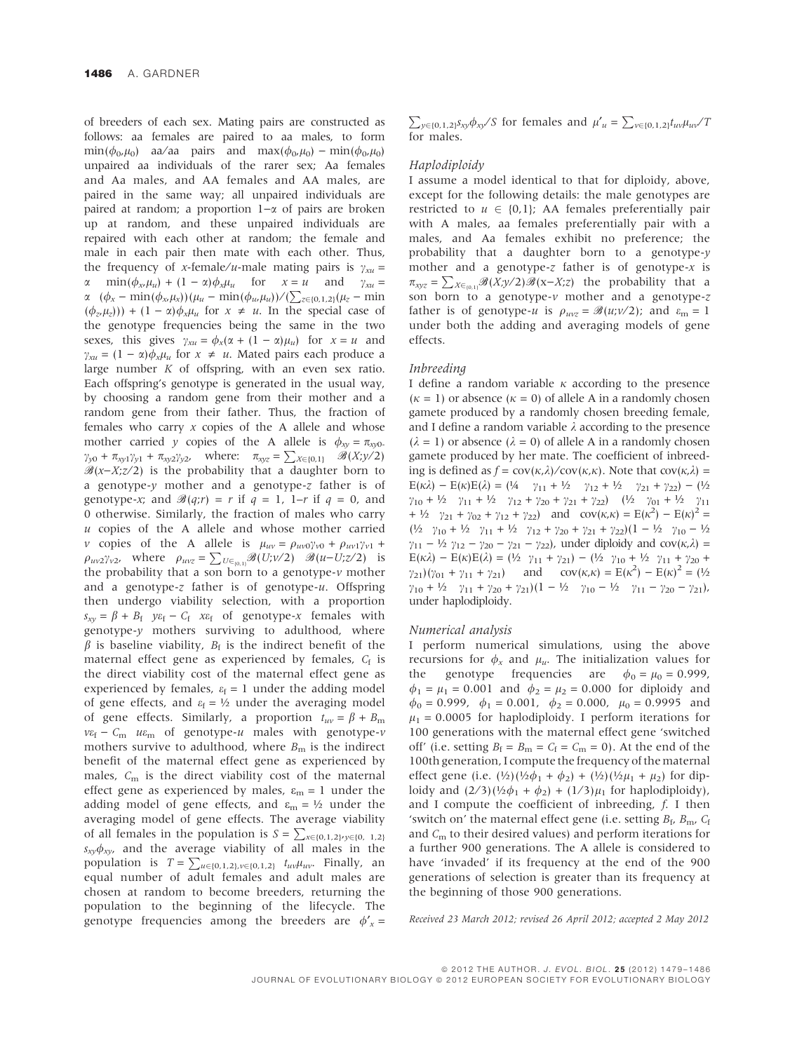of breeders of each sex. Mating pairs are constructed as follows: aa females are paired to aa males, to form $\min(\phi_0,\mu_0)$ aa/aa pairs and $\max(\phi_0,\mu_0) - \min(\phi_0,\mu_0)$ unpaired aa individuals of the rarer sex; Aa females and Aa males, and AA females and AA males, are paired in the same way; all unpaired individuals are paired at random; a proportion $1-\alpha$ of pairs are broken up at random, and these unpaired individuals are repaired with each other at random; the female and male in each pair then mate with each other. Thus, the frequency of $x$-female/$u$-male mating pairs is $\gamma_{xu} = \alpha \min(\phi_x,\mu_u) + (1-\alpha)\phi_x\mu_u$ for $x = u$ and $\gamma_{xu} = \alpha(\phi_x - \min(\phi_x,\mu_x))(\mu_u - \min(\phi_u,\mu_u))/(\sum_{z\in\{0,1,2\}}(\mu_z - \min(\phi_z,\mu_z))) + (1-\alpha)\phi_x\mu_u$ for $x \neq u$. In the special case of the genotype frequencies being the same in the two sexes, this gives $\gamma_{xu} = \phi_x(\alpha + (1-\alpha)\mu_u)$ for $x = u$ and $\gamma_{xu} = (1-\alpha)\phi_x\mu_u$ for $x \neq u$. Mated pairs each produce a large number $K$ of offspring, with an even sex ratio. Each offspring's genotype is generated in the usual way, by choosing a random gene from their mother and a random gene from their father. Thus, the fraction of females who carry $x$ copies of the A allele and whose mother carried $y$ copies of the A allele is $\phi_{xy} = \pi_{xy0}\gamma_{y0} + \pi_{xy1}\gamma_{y1} + \pi_{xy2}\gamma_{y2}$, where: $\pi_{xyz} = \sum_{X\in\{0,1\}} \mathscr{B}(X;y/2)\mathscr{B}(x-X;z/2)$ is the probability that a daughter born to a genotype-$y$ mother and a genotype-$z$ father is of genotype-$x$; and $\mathscr{B}(q;r) = r$ if $q = 1$, $1-r$ if $q = 0$, and 0 otherwise. Similarly, the fraction of males who carry $u$ copies of the A allele and whose mother carried $v$ copies of the A allele is $\mu_{uv} = \rho_{uv0}\gamma_{v0} + \rho_{uv1}\gamma_{v1} + \rho_{uv2}\gamma_{v2}$, where $\rho_{uvz} = \sum_{U\in\{0,1\}}\mathscr{B}(U;v/2)\mathscr{B}(u-U;z/2)$ is the probability that a son born to a genotype-$v$ mother and a genotype-$z$ father is of genotype-$u$. Offspring then undergo viability selection, with a proportion $s_{xy} = \beta + B_f\ y\varepsilon_f - C_f\ x\varepsilon_f$ of genotype-$x$ females with genotype-$y$ mothers surviving to adulthood, where $\beta$ is baseline viability, $B_f$ is the indirect benefit of the maternal effect gene as experienced by females, $C_f$ is the direct viability cost of the maternal effect gene as experienced by females, $\varepsilon_f = 1$ under the adding model of gene effects, and $\varepsilon_f = ½$ under the averaging model of gene effects. Similarly, a proportion $t_{uv} = \beta + B_m\ v\varepsilon_f - C_m\ u\varepsilon_m$ of genotype-$u$ males with genotype-$v$ mothers survive to adulthood, where $B_m$ is the indirect benefit of the maternal effect gene as experienced by males, $C_m$ is the direct viability cost of the maternal effect gene as experienced by males, $\varepsilon_m = 1$ under the adding model of gene effects, and $\varepsilon_m = ½$ under the averaging model of gene effects. The average viability of all females in the population is $S = \sum_{x\in\{0,1,2\},y\in\{0,1,2\}} s_{xy}\phi_{xy}$, and the average viability of all males in the population is $T = \sum_{u\in\{0,1,2\},v\in\{0,1,2\}} t_{uv}\mu_{uv}$. Finally, an equal number of adult females and adult males are chosen at random to become breeders, returning the population to the beginning of the lifecycle. The genotype frequencies among the breeders are $\phi'_x = \sum_{y\in\{0,1,2\}} s_{xy}\phi_{xy}/S$ for females and $\mu'_u = \sum_{v\in\{0,1,2\}} t_{uv}\mu_{uv}/T$ for males.

### Haplodiploidy

I assume a model identical to that for diploidy, above, except for the following details: the male genotypes are restricted to $u \in \{0,1\}$; AA females preferentially pair with A males, aa females preferentially pair with a males, and Aa females exhibit no preference; the probability that a daughter born to a genotype-$y$ mother and a genotype-$z$ father is of genotype-$x$ is $\pi_{xyz} = \sum_{X\in\{0,1\}}\mathscr{B}(X;y/2)\mathscr{B}(x-X;z)$ the probability that a son born to a genotype-$v$ mother and a genotype-$z$ father is of genotype-$u$ is $\rho_{uvz} = \mathscr{B}(u;v/2)$; and $\varepsilon_m = 1$ under both the adding and averaging models of gene effects.

### Inbreeding

I define a random variable $\kappa$ according to the presence ($\kappa = 1$) or absence ($\kappa = 0$) of allele A in a randomly chosen gamete produced by a randomly chosen breeding female, and I define a random variable $\lambda$ according to the presence ($\lambda = 1$) or absence ($\lambda = 0$) of allele A in a randomly chosen gamete produced by her mate. The coefficient of inbreeding is defined as $f = \text{cov}(\kappa,\lambda)/\text{cov}(\kappa,\kappa)$. Note that $\text{cov}(\kappa,\lambda) = \text{E}(\kappa\lambda) - \text{E}(\kappa)\text{E}(\lambda) = (¼\ \gamma_{11} + ½\ \gamma_{12} + ½\ \gamma_{21} + \gamma_{22}) - (½\ \gamma_{10} + ½\ \gamma_{11} + ½\ \gamma_{12} + \gamma_{20} + \gamma_{21} + \gamma_{22})\ (½\ \gamma_{01} + ½\ \gamma_{11} + ½\ \gamma_{21} + \gamma_{02} + \gamma_{12} + \gamma_{22})$ and $\text{cov}(\kappa,\kappa) = \text{E}(\kappa^2) - \text{E}(\kappa)^2 = (½\ \gamma_{10} + ½\ \gamma_{11} + ½\ \gamma_{12} + \gamma_{20} + \gamma_{21} + \gamma_{22})(1 - ½\ \gamma_{10} - ½\ \gamma_{11} - ½\ \gamma_{12} - \gamma_{20} - \gamma_{21} - \gamma_{22})$, under diploidy and $\text{cov}(\kappa,\lambda) = \text{E}(\kappa\lambda) - \text{E}(\kappa)\text{E}(\lambda) = (½\ \gamma_{11} + \gamma_{21}) - (½\ \gamma_{10} + ½\ \gamma_{11} + \gamma_{20} + \gamma_{21})(\gamma_{01} + \gamma_{11} + \gamma_{21})$ and $\text{cov}(\kappa,\kappa) = \text{E}(\kappa^2) - \text{E}(\kappa)^2 = (½\ \gamma_{10} + ½\ \gamma_{11} + \gamma_{20} + \gamma_{21})(1 - ½\ \gamma_{10} - ½\ \gamma_{11} - \gamma_{20} - \gamma_{21})$, under haplodiploidy.

### Numerical analysis

I perform numerical simulations, using the above recursions for $\phi_x$ and $\mu_u$. The initialization values for the genotype frequencies are $\phi_0 = \mu_0 = 0.999$, $\phi_1 = \mu_1 = 0.001$ and $\phi_2 = \mu_2 = 0.000$ for diploidy and $\phi_0 = 0.999$, $\phi_1 = 0.001$, $\phi_2 = 0.000$, $\mu_0 = 0.9995$ and $\mu_1 = 0.0005$ for haplodiploidy. I perform iterations for 100 generations with the maternal effect gene 'switched off' (i.e. setting $B_f = B_m = C_f = C_m = 0$). At the end of the 100th generation, I compute the frequency of the maternal effect gene (i.e. $(½)(½\phi_1 + \phi_2) + (½)(½\mu_1 + \mu_2)$ for diploidy and $(2/3)(½\phi_1 + \phi_2) + (1/3)\mu_1$ for haplodiploidy), and I compute the coefficient of inbreeding, $f$. I then 'switch on' the maternal effect gene (i.e. setting $B_f$, $B_m$, $C_f$ and $C_m$ to their desired values) and perform iterations for a further 900 generations. The A allele is considered to have 'invaded' if its frequency at the end of the 900 generations of selection is greater than its frequency at the beginning of those 900 generations.

*Received 23 March 2012; revised 26 April 2012; accepted 2 May 2012*